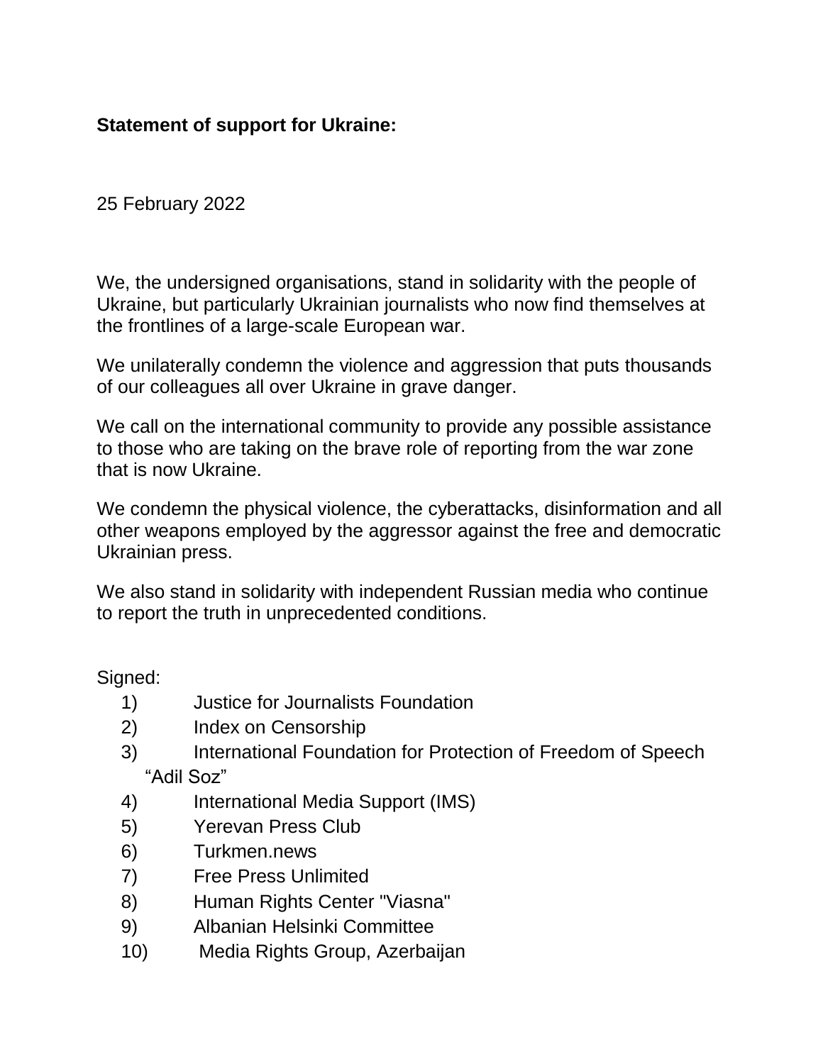**Statement of support for Ukraine:**

25 February 2022

We, the undersigned organisations, stand in solidarity with the people of Ukraine, but particularly Ukrainian journalists who now find themselves at the frontlines of a large-scale European war.

We unilaterally condemn the violence and aggression that puts thousands of our colleagues all over Ukraine in grave danger.

We call on the international community to provide any possible assistance to those who are taking on the brave role of reporting from the war zone that is now Ukraine.

We condemn the physical violence, the cyberattacks, disinformation and all other weapons employed by the aggressor against the free and democratic Ukrainian press.

We also stand in solidarity with independent Russian media who continue to report the truth in unprecedented conditions.

Signed:

1) Justice for Journalists Foundation
2) Index on Censorship
3) International Foundation for Protection of Freedom of Speech "Adil Soz"
4) International Media Support (IMS)
5) Yerevan Press Club
6) Turkmen.news
7) Free Press Unlimited
8) Human Rights Center "Viasna"
9) Albanian Helsinki Committee
10) Media Rights Group, Azerbaijan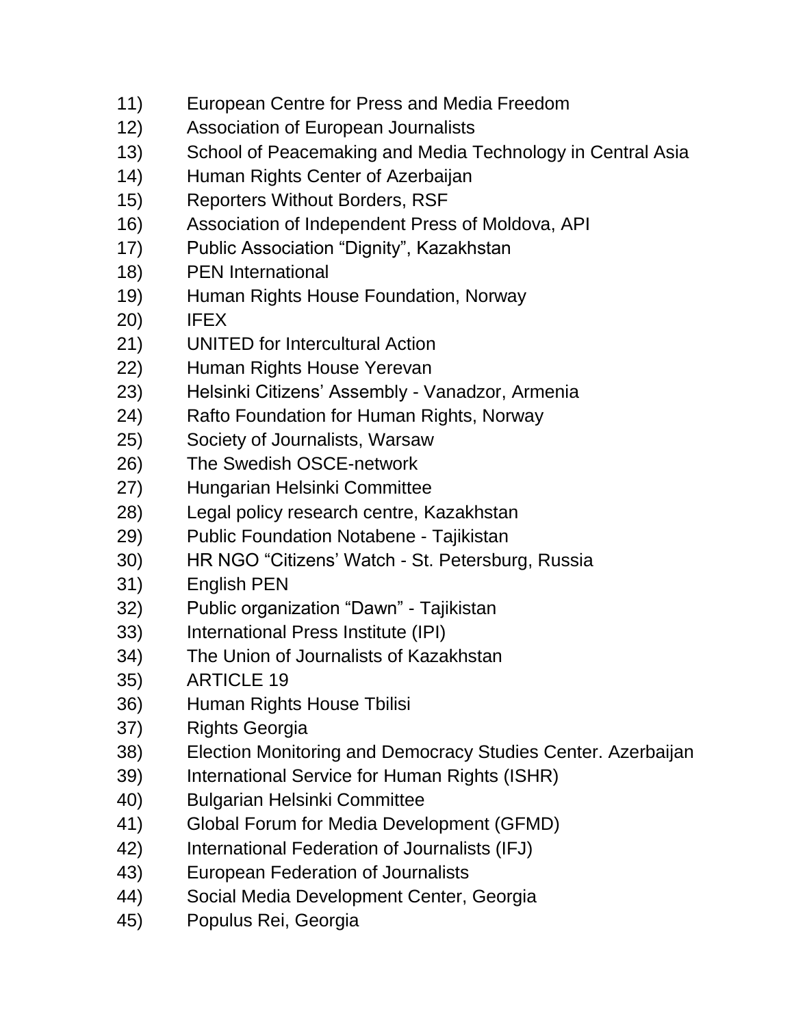11) European Centre for Press and Media Freedom
12) Association of European Journalists
13) School of Peacemaking and Media Technology in Central Asia
14) Human Rights Center of Azerbaijan
15) Reporters Without Borders, RSF
16) Association of Independent Press of Moldova, API
17) Public Association “Dignity”, Kazakhstan
18) PEN International
19) Human Rights House Foundation, Norway
20) IFEX
21) UNITED for Intercultural Action
22) Human Rights House Yerevan
23) Helsinki Citizens’ Assembly - Vanadzor, Armenia
24) Rafto Foundation for Human Rights, Norway
25) Society of Journalists, Warsaw
26) The Swedish OSCE-network
27) Hungarian Helsinki Committee
28) Legal policy research centre, Kazakhstan
29) Public Foundation Notabene - Tajikistan
30) HR NGO “Citizens’ Watch - St. Petersburg, Russia
31) English PEN
32) Public organization “Dawn” - Tajikistan
33) International Press Institute (IPI)
34) The Union of Journalists of Kazakhstan
35) ARTICLE 19
36) Human Rights House Tbilisi
37) Rights Georgia
38) Election Monitoring and Democracy Studies Center. Azerbaijan
39) International Service for Human Rights (ISHR)
40) Bulgarian Helsinki Committee
41) Global Forum for Media Development (GFMD)
42) International Federation of Journalists (IFJ)
43) European Federation of Journalists
44) Social Media Development Center, Georgia
45) Populus Rei, Georgia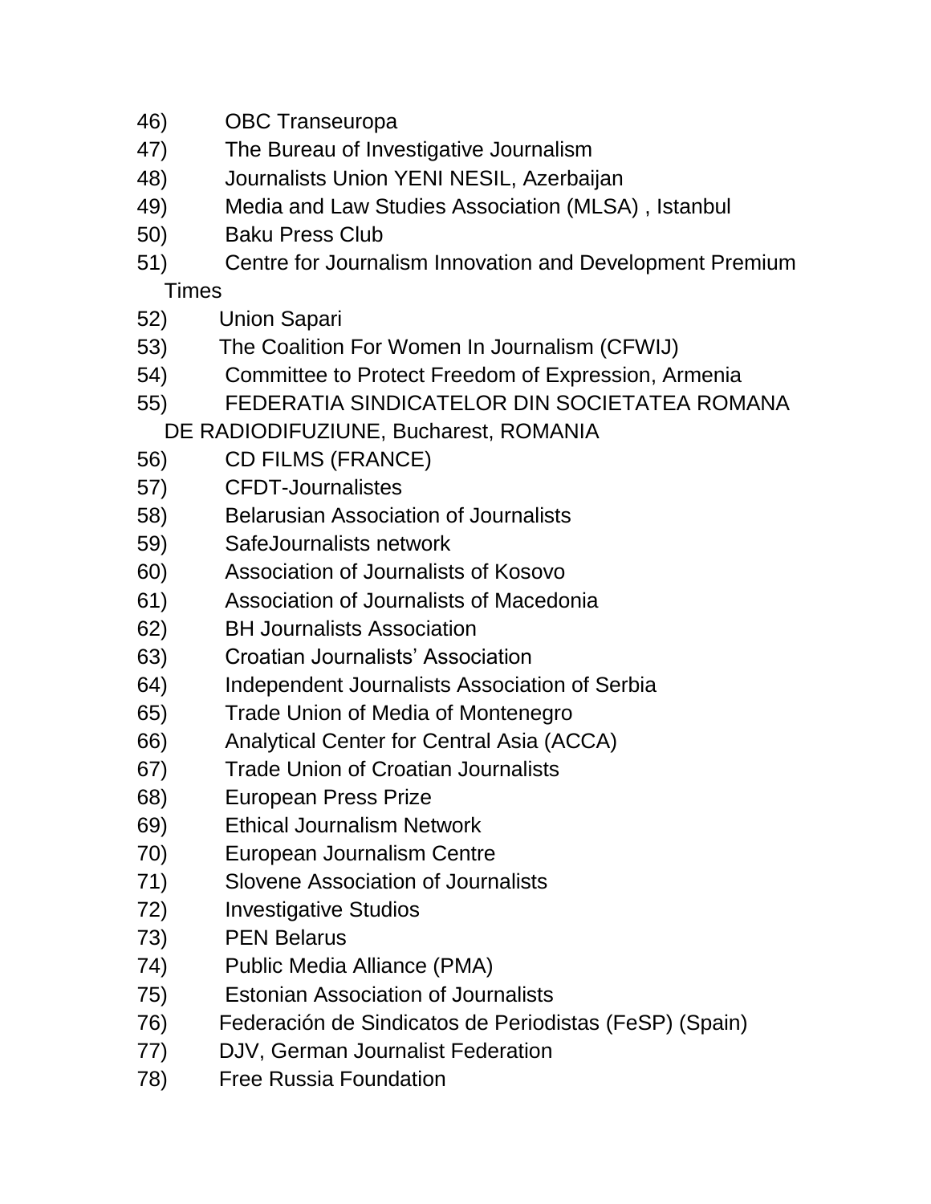46) OBC Transeuropa
47) The Bureau of Investigative Journalism
48) Journalists Union YENI NESIL, Azerbaijan
49) Media and Law Studies Association (MLSA) , Istanbul
50) Baku Press Club
51) Centre for Journalism Innovation and Development Premium Times
52) Union Sapari
53) The Coalition For Women In Journalism (CFWIJ)
54) Committee to Protect Freedom of Expression, Armenia
55) FEDERATIA SINDICATELOR DIN SOCIETATEA ROMANA DE RADIODIFUZIUNE, Bucharest, ROMANIA
56) CD FILMS (FRANCE)
57) CFDT-Journalistes
58) Belarusian Association of Journalists
59) SafeJournalists network
60) Association of Journalists of Kosovo
61) Association of Journalists of Macedonia
62) BH Journalists Association
63) Croatian Journalists' Association
64) Independent Journalists Association of Serbia
65) Trade Union of Media of Montenegro
66) Analytical Center for Central Asia (ACCA)
67) Trade Union of Croatian Journalists
68) European Press Prize
69) Ethical Journalism Network
70) European Journalism Centre
71) Slovene Association of Journalists
72) Investigative Studios
73) PEN Belarus
74) Public Media Alliance (PMA)
75) Estonian Association of Journalists
76) Federación de Sindicatos de Periodistas (FeSP) (Spain)
77) DJV, German Journalist Federation
78) Free Russia Foundation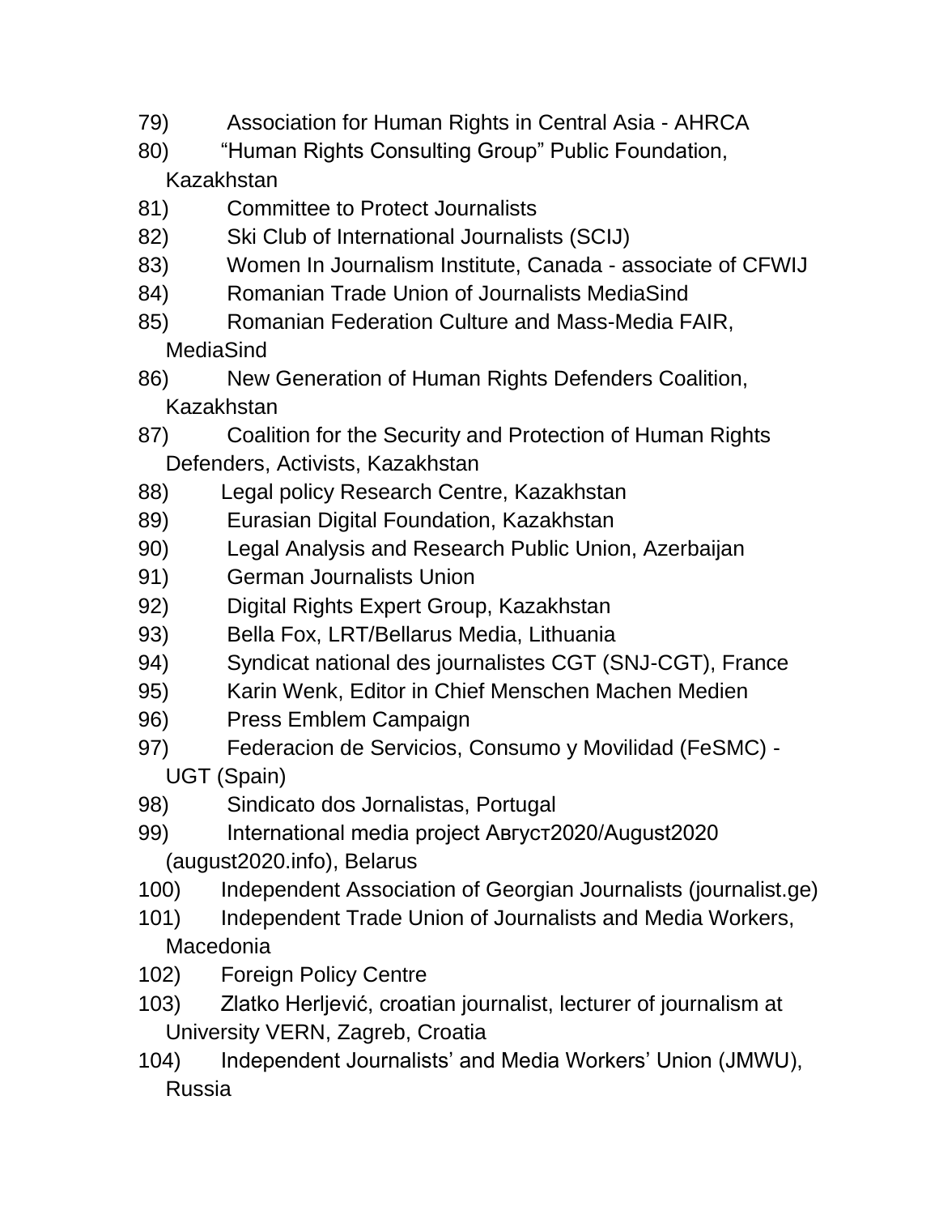79) Association for Human Rights in Central Asia - AHRCA
80) “Human Rights Consulting Group” Public Foundation, Kazakhstan
81) Committee to Protect Journalists
82) Ski Club of International Journalists (SCIJ)
83) Women In Journalism Institute, Canada - associate of CFWIJ
84) Romanian Trade Union of Journalists MediaSind
85) Romanian Federation Culture and Mass-Media FAIR, MediaSind
86) New Generation of Human Rights Defenders Coalition, Kazakhstan
87) Coalition for the Security and Protection of Human Rights Defenders, Activists, Kazakhstan
88) Legal policy Research Centre, Kazakhstan
89) Eurasian Digital Foundation, Kazakhstan
90) Legal Analysis and Research Public Union, Azerbaijan
91) German Journalists Union
92) Digital Rights Expert Group, Kazakhstan
93) Bella Fox, LRT/Bellarus Media, Lithuania
94) Syndicat national des journalistes CGT (SNJ-CGT), France
95) Karin Wenk, Editor in Chief Menschen Machen Medien
96) Press Emblem Campaign
97) Federacion de Servicios, Consumo y Movilidad (FeSMC) - UGT (Spain)
98) Sindicato dos Jornalistas, Portugal
99) International media project Август2020/August2020 (august2020.info), Belarus
100) Independent Association of Georgian Journalists (journalist.ge)
101) Independent Trade Union of Journalists and Media Workers, Macedonia
102) Foreign Policy Centre
103) Zlatko Herljević, croatian journalist, lecturer of journalism at University VERN, Zagreb, Croatia
104) Independent Journalists’ and Media Workers’ Union (JMWU), Russia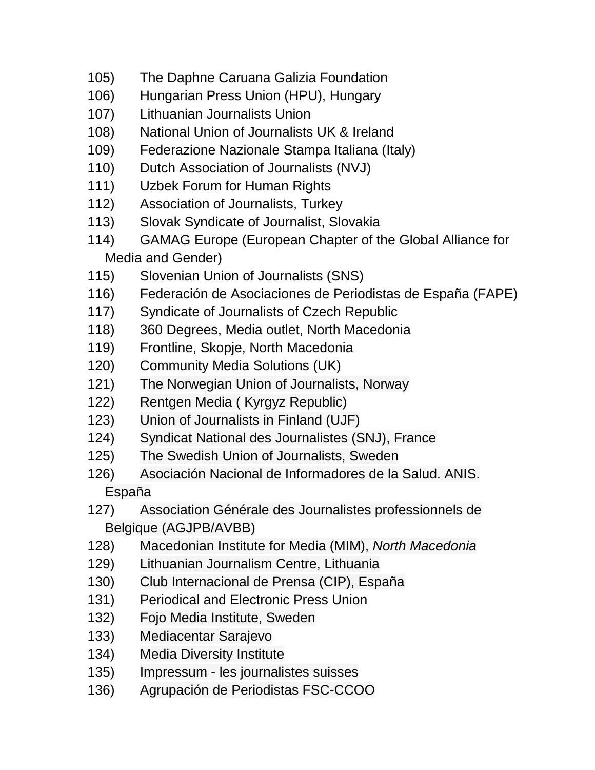105) The Daphne Caruana Galizia Foundation
106) Hungarian Press Union (HPU), Hungary
107) Lithuanian Journalists Union
108) National Union of Journalists UK & Ireland
109) Federazione Nazionale Stampa Italiana (Italy)
110) Dutch Association of Journalists (NVJ)
111) Uzbek Forum for Human Rights
112) Association of Journalists, Turkey
113) Slovak Syndicate of Journalist, Slovakia
114) GAMAG Europe (European Chapter of the Global Alliance for Media and Gender)
115) Slovenian Union of Journalists (SNS)
116) Federación de Asociaciones de Periodistas de España (FAPE)
117) Syndicate of Journalists of Czech Republic
118) 360 Degrees, Media outlet, North Macedonia
119) Frontline, Skopje, North Macedonia
120) Community Media Solutions (UK)
121) The Norwegian Union of Journalists, Norway
122) Rentgen Media ( Kyrgyz Republic)
123) Union of Journalists in Finland (UJF)
124) Syndicat National des Journalistes (SNJ), France
125) The Swedish Union of Journalists, Sweden
126) Asociación Nacional de Informadores de la Salud. ANIS. España
127) Association Générale des Journalistes professionnels de Belgique (AGJPB/AVBB)
128) Macedonian Institute for Media (MIM), *North Macedonia*
129) Lithuanian Journalism Centre, Lithuania
130) Club Internacional de Prensa (CIP), España
131) Periodical and Electronic Press Union
132) Fojo Media Institute, Sweden
133) Mediacentar Sarajevo
134) Media Diversity Institute
135) Impressum - les journalistes suisses
136) Agrupación de Periodistas FSC-CCOO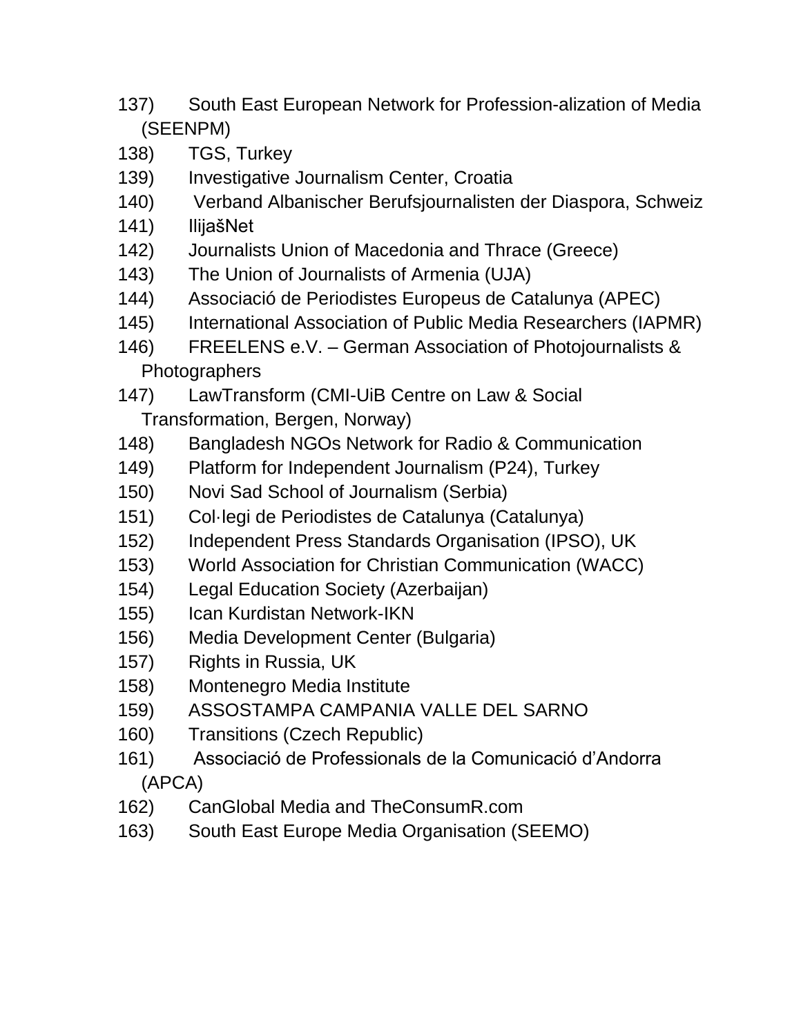137) South East European Network for Profession-alization of Media (SEENPM)
138) TGS, Turkey
139) Investigative Journalism Center, Croatia
140) Verband Albanischer Berufsjournalisten der Diaspora, Schweiz
141) IlijašNet
142) Journalists Union of Macedonia and Thrace (Greece)
143) The Union of Journalists of Armenia (UJA)
144) Associació de Periodistes Europeus de Catalunya (APEC)
145) International Association of Public Media Researchers (IAPMR)
146) FREELENS e.V. – German Association of Photojournalists & Photographers
147) LawTransform (CMI-UiB Centre on Law & Social Transformation, Bergen, Norway)
148) Bangladesh NGOs Network for Radio & Communication
149) Platform for Independent Journalism (P24), Turkey
150) Novi Sad School of Journalism (Serbia)
151) Col·legi de Periodistes de Catalunya (Catalunya)
152) Independent Press Standards Organisation (IPSO), UK
153) World Association for Christian Communication (WACC)
154) Legal Education Society (Azerbaijan)
155) Ican Kurdistan Network-IKN
156) Media Development Center (Bulgaria)
157) Rights in Russia, UK
158) Montenegro Media Institute
159) ASSOSTAMPA CAMPANIA VALLE DEL SARNO
160) Transitions (Czech Republic)
161) Associació de Professionals de la Comunicació d'Andorra (APCA)
162) CanGlobal Media and TheConsumR.com
163) South East Europe Media Organisation (SEEMO)